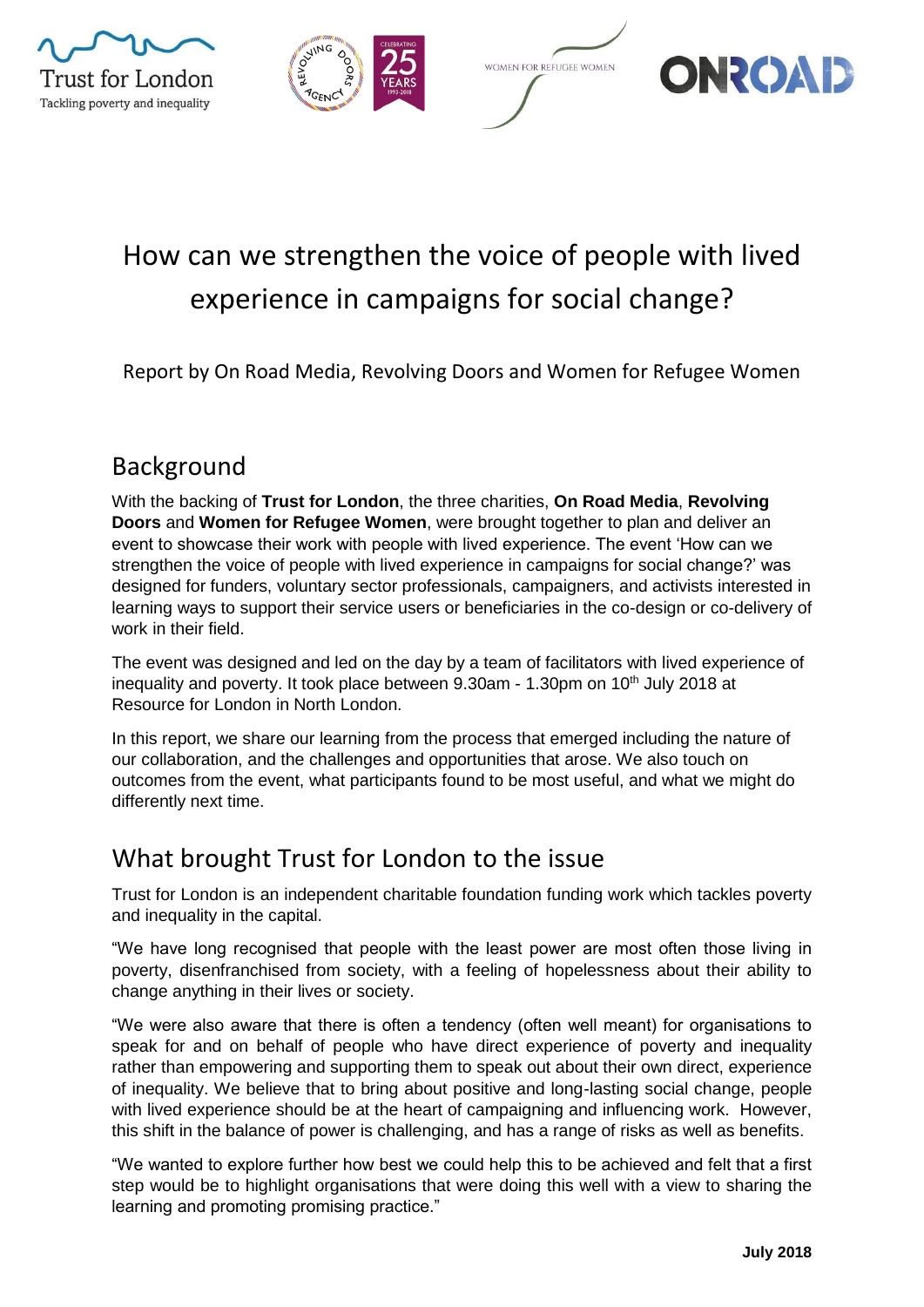# How can we strengthen the voice of people with lived experience in campaigns for social change?

Report by On Road Media, Revolving Doors and Women for Refugee Women

## Background

With the backing of **Trust for London**, the three charities, **On Road Media**, **Revolving Doors** and **Women for Refugee Women**, were brought together to plan and deliver an event to showcase their work with people with lived experience. The event 'How can we strengthen the voice of people with lived experience in campaigns for social change?' was designed for funders, voluntary sector professionals, campaigners, and activists interested in learning ways to support their service users or beneficiaries in the co-design or co-delivery of work in their field.

The event was designed and led on the day by a team of facilitators with lived experience of inequality and poverty. It took place between 9.30am - 1.30pm on 10th July 2018 at Resource for London in North London.

In this report, we share our learning from the process that emerged including the nature of our collaboration, and the challenges and opportunities that arose. We also touch on outcomes from the event, what participants found to be most useful, and what we might do differently next time.

## What brought Trust for London to the issue

Trust for London is an independent charitable foundation funding work which tackles poverty and inequality in the capital.

"We have long recognised that people with the least power are most often those living in poverty, disenfranchised from society, with a feeling of hopelessness about their ability to change anything in their lives or society.

"We were also aware that there is often a tendency (often well meant) for organisations to speak for and on behalf of people who have direct experience of poverty and inequality rather than empowering and supporting them to speak out about their own direct, experience of inequality. We believe that to bring about positive and long-lasting social change, people with lived experience should be at the heart of campaigning and influencing work. However, this shift in the balance of power is challenging, and has a range of risks as well as benefits.

"We wanted to explore further how best we could help this to be achieved and felt that a first step would be to highlight organisations that were doing this well with a view to sharing the learning and promoting promising practice."

**July 2018**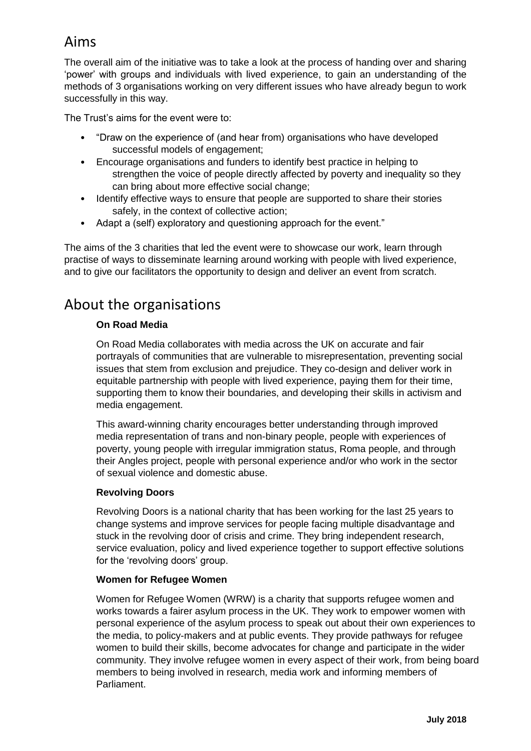## Aims

The overall aim of the initiative was to take a look at the process of handing over and sharing 'power' with groups and individuals with lived experience, to gain an understanding of the methods of 3 organisations working on very different issues who have already begun to work successfully in this way.

The Trust's aims for the event were to:

- "Draw on the experience of (and hear from) organisations who have developed successful models of engagement;
- Encourage organisations and funders to identify best practice in helping to strengthen the voice of people directly affected by poverty and inequality so they can bring about more effective social change;
- Identify effective ways to ensure that people are supported to share their stories safely, in the context of collective action;
- Adapt a (self) exploratory and questioning approach for the event."

The aims of the 3 charities that led the event were to showcase our work, learn through practise of ways to disseminate learning around working with people with lived experience, and to give our facilitators the opportunity to design and deliver an event from scratch.

## About the organisations

**On Road Media**

On Road Media collaborates with media across the UK on accurate and fair portrayals of communities that are vulnerable to misrepresentation, preventing social issues that stem from exclusion and prejudice. They co-design and deliver work in equitable partnership with people with lived experience, paying them for their time, supporting them to know their boundaries, and developing their skills in activism and media engagement.

This award-winning charity encourages better understanding through improved media representation of trans and non-binary people, people with experiences of poverty, young people with irregular immigration status, Roma people, and through their Angles project, people with personal experience and/or who work in the sector of sexual violence and domestic abuse.

**Revolving Doors**

Revolving Doors is a national charity that has been working for the last 25 years to change systems and improve services for people facing multiple disadvantage and stuck in the revolving door of crisis and crime. They bring independent research, service evaluation, policy and lived experience together to support effective solutions for the 'revolving doors' group.

**Women for Refugee Women**

Women for Refugee Women (WRW) is a charity that supports refugee women and works towards a fairer asylum process in the UK. They work to empower women with personal experience of the asylum process to speak out about their own experiences to the media, to policy-makers and at public events. They provide pathways for refugee women to build their skills, become advocates for change and participate in the wider community. They involve refugee women in every aspect of their work, from being board members to being involved in research, media work and informing members of Parliament.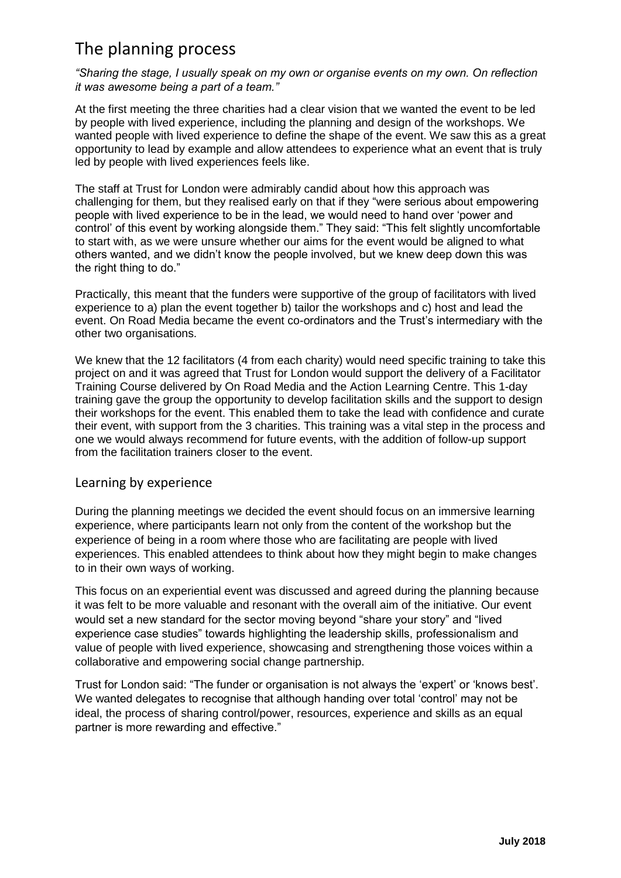# The planning process

*"Sharing the stage, I usually speak on my own or organise events on my own. On reflection it was awesome being a part of a team."*

At the first meeting the three charities had a clear vision that we wanted the event to be led by people with lived experience, including the planning and design of the workshops. We wanted people with lived experience to define the shape of the event. We saw this as a great opportunity to lead by example and allow attendees to experience what an event that is truly led by people with lived experiences feels like.

The staff at Trust for London were admirably candid about how this approach was challenging for them, but they realised early on that if they "were serious about empowering people with lived experience to be in the lead, we would need to hand over 'power and control' of this event by working alongside them." They said: "This felt slightly uncomfortable to start with, as we were unsure whether our aims for the event would be aligned to what others wanted, and we didn't know the people involved, but we knew deep down this was the right thing to do."

Practically, this meant that the funders were supportive of the group of facilitators with lived experience to a) plan the event together b) tailor the workshops and c) host and lead the event. On Road Media became the event co-ordinators and the Trust's intermediary with the other two organisations.

We knew that the 12 facilitators (4 from each charity) would need specific training to take this project on and it was agreed that Trust for London would support the delivery of a Facilitator Training Course delivered by On Road Media and the Action Learning Centre. This 1-day training gave the group the opportunity to develop facilitation skills and the support to design their workshops for the event. This enabled them to take the lead with confidence and curate their event, with support from the 3 charities. This training was a vital step in the process and one we would always recommend for future events, with the addition of follow-up support from the facilitation trainers closer to the event.

## Learning by experience

During the planning meetings we decided the event should focus on an immersive learning experience, where participants learn not only from the content of the workshop but the experience of being in a room where those who are facilitating are people with lived experiences. This enabled attendees to think about how they might begin to make changes to in their own ways of working.

This focus on an experiential event was discussed and agreed during the planning because it was felt to be more valuable and resonant with the overall aim of the initiative. Our event would set a new standard for the sector moving beyond "share your story" and "lived experience case studies" towards highlighting the leadership skills, professionalism and value of people with lived experience, showcasing and strengthening those voices within a collaborative and empowering social change partnership.

Trust for London said: "The funder or organisation is not always the 'expert' or 'knows best'. We wanted delegates to recognise that although handing over total 'control' may not be ideal, the process of sharing control/power, resources, experience and skills as an equal partner is more rewarding and effective."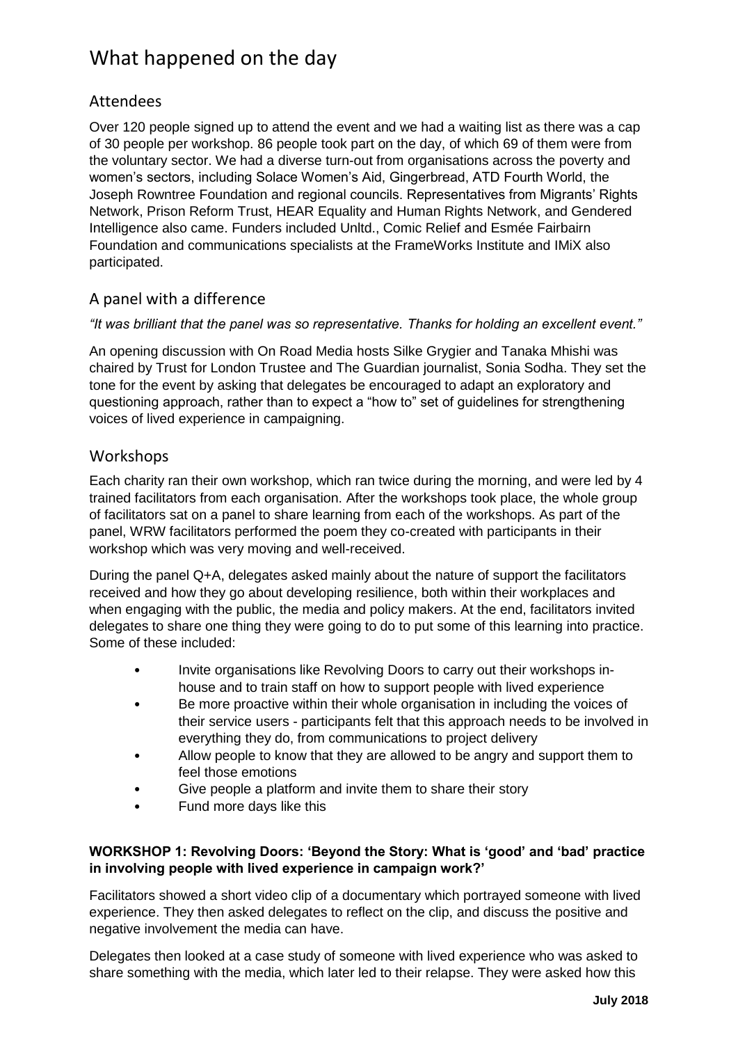# What happened on the day

## Attendees

Over 120 people signed up to attend the event and we had a waiting list as there was a cap of 30 people per workshop. 86 people took part on the day, of which 69 of them were from the voluntary sector. We had a diverse turn-out from organisations across the poverty and women's sectors, including Solace Women's Aid, Gingerbread, ATD Fourth World, the Joseph Rowntree Foundation and regional councils. Representatives from Migrants' Rights Network, Prison Reform Trust, HEAR Equality and Human Rights Network, and Gendered Intelligence also came. Funders included Unltd., Comic Relief and Esmée Fairbairn Foundation and communications specialists at the FrameWorks Institute and IMiX also participated.

## A panel with a difference

*"It was brilliant that the panel was so representative. Thanks for holding an excellent event."*

An opening discussion with On Road Media hosts Silke Grygier and Tanaka Mhishi was chaired by Trust for London Trustee and The Guardian journalist, Sonia Sodha. They set the tone for the event by asking that delegates be encouraged to adapt an exploratory and questioning approach, rather than to expect a "how to" set of guidelines for strengthening voices of lived experience in campaigning.

## Workshops

Each charity ran their own workshop, which ran twice during the morning, and were led by 4 trained facilitators from each organisation. After the workshops took place, the whole group of facilitators sat on a panel to share learning from each of the workshops. As part of the panel, WRW facilitators performed the poem they co-created with participants in their workshop which was very moving and well-received.

During the panel Q+A, delegates asked mainly about the nature of support the facilitators received and how they go about developing resilience, both within their workplaces and when engaging with the public, the media and policy makers. At the end, facilitators invited delegates to share one thing they were going to do to put some of this learning into practice. Some of these included:

- Invite organisations like Revolving Doors to carry out their workshops in-house and to train staff on how to support people with lived experience
- Be more proactive within their whole organisation in including the voices of their service users - participants felt that this approach needs to be involved in everything they do, from communications to project delivery
- Allow people to know that they are allowed to be angry and support them to feel those emotions
- Give people a platform and invite them to share their story
- Fund more days like this

**WORKSHOP 1: Revolving Doors: 'Beyond the Story: What is 'good' and 'bad' practice in involving people with lived experience in campaign work?'**

Facilitators showed a short video clip of a documentary which portrayed someone with lived experience. They then asked delegates to reflect on the clip, and discuss the positive and negative involvement the media can have.

Delegates then looked at a case study of someone with lived experience who was asked to share something with the media, which later led to their relapse. They were asked how this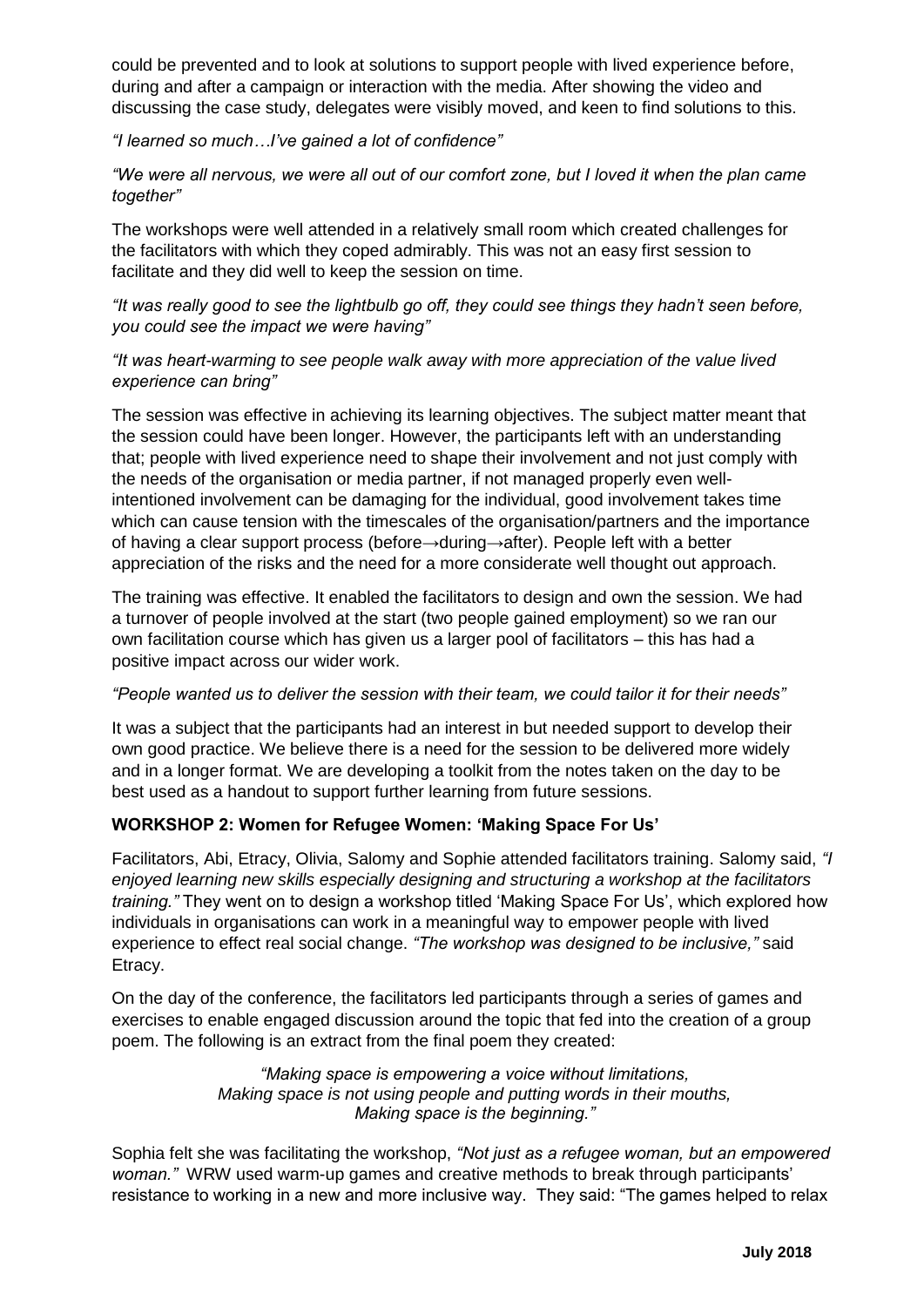could be prevented and to look at solutions to support people with lived experience before, during and after a campaign or interaction with the media. After showing the video and discussing the case study, delegates were visibly moved, and keen to find solutions to this.

*"I learned so much…I've gained a lot of confidence"*

*"We were all nervous, we were all out of our comfort zone, but I loved it when the plan came together"*

The workshops were well attended in a relatively small room which created challenges for the facilitators with which they coped admirably. This was not an easy first session to facilitate and they did well to keep the session on time.

*"It was really good to see the lightbulb go off, they could see things they hadn't seen before, you could see the impact we were having"*

*"It was heart-warming to see people walk away with more appreciation of the value lived experience can bring"*

The session was effective in achieving its learning objectives. The subject matter meant that the session could have been longer. However, the participants left with an understanding that; people with lived experience need to shape their involvement and not just comply with the needs of the organisation or media partner, if not managed properly even well-intentioned involvement can be damaging for the individual, good involvement takes time which can cause tension with the timescales of the organisation/partners and the importance of having a clear support process (before→during→after). People left with a better appreciation of the risks and the need for a more considerate well thought out approach.

The training was effective. It enabled the facilitators to design and own the session. We had a turnover of people involved at the start (two people gained employment) so we ran our own facilitation course which has given us a larger pool of facilitators – this has had a positive impact across our wider work.

*"People wanted us to deliver the session with their team, we could tailor it for their needs"*

It was a subject that the participants had an interest in but needed support to develop their own good practice. We believe there is a need for the session to be delivered more widely and in a longer format. We are developing a toolkit from the notes taken on the day to be best used as a handout to support further learning from future sessions.

**WORKSHOP 2: Women for Refugee Women: 'Making Space For Us'**

Facilitators, Abi, Etracy, Olivia, Salomy and Sophie attended facilitators training. Salomy said, *"I enjoyed learning new skills especially designing and structuring a workshop at the facilitators training."* They went on to design a workshop titled 'Making Space For Us', which explored how individuals in organisations can work in a meaningful way to empower people with lived experience to effect real social change. *"The workshop was designed to be inclusive,"* said Etracy.

On the day of the conference, the facilitators led participants through a series of games and exercises to enable engaged discussion around the topic that fed into the creation of a group poem. The following is an extract from the final poem they created:

> *"Making space is empowering a voice without limitations,*
> *Making space is not using people and putting words in their mouths,*
> *Making space is the beginning."*

Sophia felt she was facilitating the workshop, *"Not just as a refugee woman, but an empowered woman."* WRW used warm-up games and creative methods to break through participants' resistance to working in a new and more inclusive way. They said: "The games helped to relax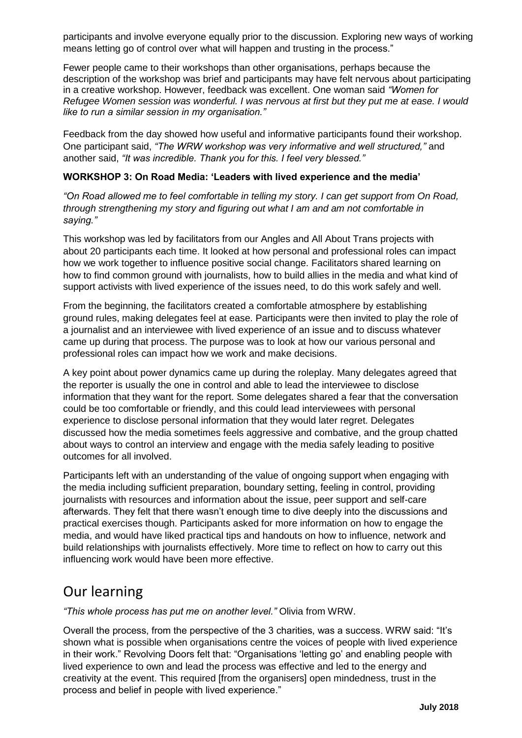participants and involve everyone equally prior to the discussion. Exploring new ways of working means letting go of control over what will happen and trusting in the process."

Fewer people came to their workshops than other organisations, perhaps because the description of the workshop was brief and participants may have felt nervous about participating in a creative workshop. However, feedback was excellent. One woman said *"Women for Refugee Women session was wonderful. I was nervous at first but they put me at ease. I would like to run a similar session in my organisation."*

Feedback from the day showed how useful and informative participants found their workshop. One participant said, *"The WRW workshop was very informative and well structured,"* and another said, *"It was incredible. Thank you for this. I feel very blessed."*

**WORKSHOP 3: On Road Media: 'Leaders with lived experience and the media'**

*"On Road allowed me to feel comfortable in telling my story. I can get support from On Road, through strengthening my story and figuring out what I am and am not comfortable in saying."*

This workshop was led by facilitators from our Angles and All About Trans projects with about 20 participants each time. It looked at how personal and professional roles can impact how we work together to influence positive social change. Facilitators shared learning on how to find common ground with journalists, how to build allies in the media and what kind of support activists with lived experience of the issues need, to do this work safely and well.

From the beginning, the facilitators created a comfortable atmosphere by establishing ground rules, making delegates feel at ease. Participants were then invited to play the role of a journalist and an interviewee with lived experience of an issue and to discuss whatever came up during that process. The purpose was to look at how our various personal and professional roles can impact how we work and make decisions.

A key point about power dynamics came up during the roleplay. Many delegates agreed that the reporter is usually the one in control and able to lead the interviewee to disclose information that they want for the report. Some delegates shared a fear that the conversation could be too comfortable or friendly, and this could lead interviewees with personal experience to disclose personal information that they would later regret. Delegates discussed how the media sometimes feels aggressive and combative, and the group chatted about ways to control an interview and engage with the media safely leading to positive outcomes for all involved.

Participants left with an understanding of the value of ongoing support when engaging with the media including sufficient preparation, boundary setting, feeling in control, providing journalists with resources and information about the issue, peer support and self-care afterwards. They felt that there wasn't enough time to dive deeply into the discussions and practical exercises though. Participants asked for more information on how to engage the media, and would have liked practical tips and handouts on how to influence, network and build relationships with journalists effectively. More time to reflect on how to carry out this influencing work would have been more effective.

## Our learning

*"This whole process has put me on another level."* Olivia from WRW.

Overall the process, from the perspective of the 3 charities, was a success. WRW said: "It's shown what is possible when organisations centre the voices of people with lived experience in their work." Revolving Doors felt that: "Organisations 'letting go' and enabling people with lived experience to own and lead the process was effective and led to the energy and creativity at the event. This required [from the organisers] open mindedness, trust in the process and belief in people with lived experience."

**July 2018**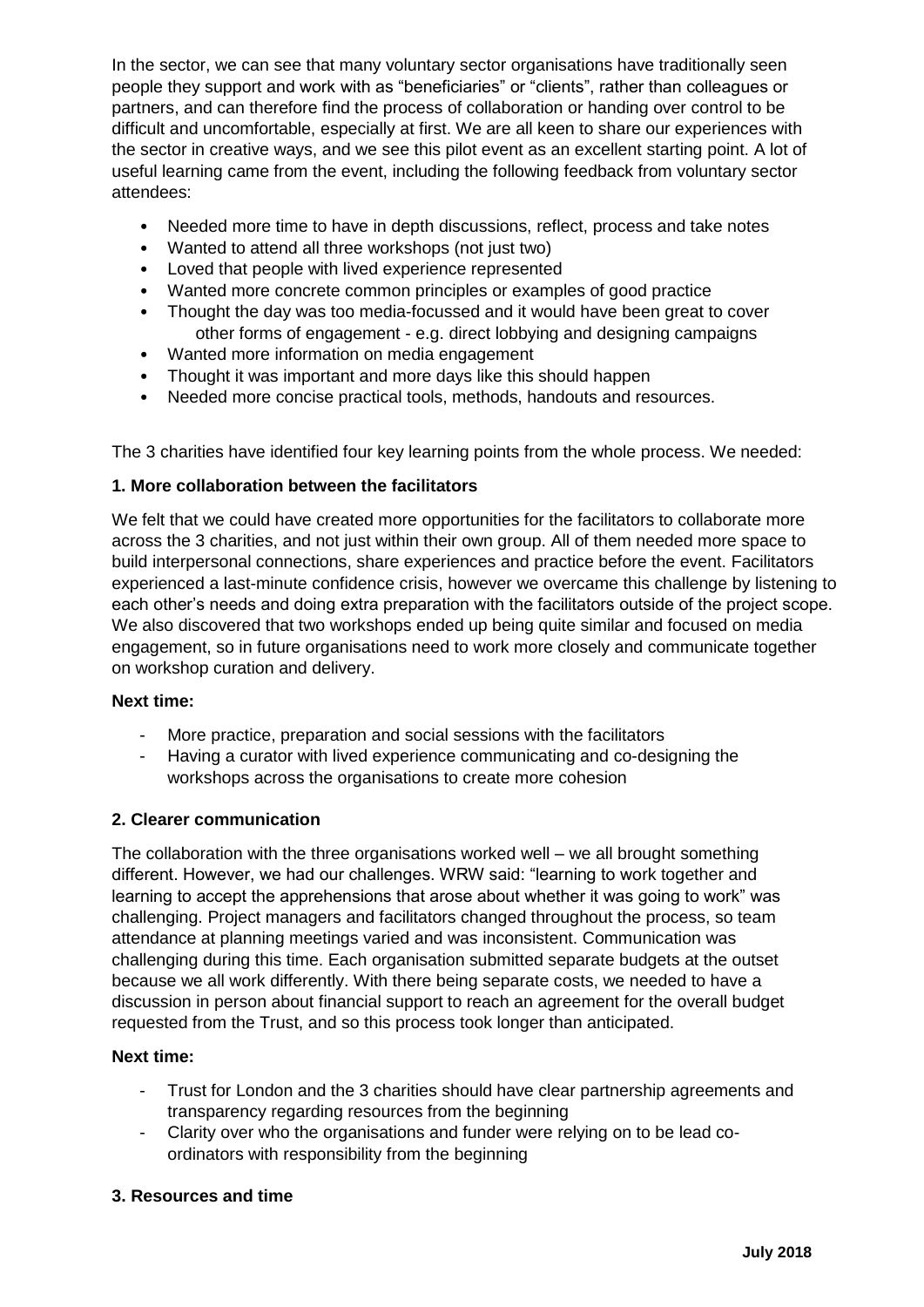In the sector, we can see that many voluntary sector organisations have traditionally seen people they support and work with as "beneficiaries" or "clients", rather than colleagues or partners, and can therefore find the process of collaboration or handing over control to be difficult and uncomfortable, especially at first. We are all keen to share our experiences with the sector in creative ways, and we see this pilot event as an excellent starting point. A lot of useful learning came from the event, including the following feedback from voluntary sector attendees:

- Needed more time to have in depth discussions, reflect, process and take notes
- Wanted to attend all three workshops (not just two)
- Loved that people with lived experience represented
- Wanted more concrete common principles or examples of good practice
- Thought the day was too media-focussed and it would have been great to cover other forms of engagement - e.g. direct lobbying and designing campaigns
- Wanted more information on media engagement
- Thought it was important and more days like this should happen
- Needed more concise practical tools, methods, handouts and resources.

The 3 charities have identified four key learning points from the whole process. We needed:

**1. More collaboration between the facilitators**

We felt that we could have created more opportunities for the facilitators to collaborate more across the 3 charities, and not just within their own group. All of them needed more space to build interpersonal connections, share experiences and practice before the event. Facilitators experienced a last-minute confidence crisis, however we overcame this challenge by listening to each other's needs and doing extra preparation with the facilitators outside of the project scope. We also discovered that two workshops ended up being quite similar and focused on media engagement, so in future organisations need to work more closely and communicate together on workshop curation and delivery.

**Next time:**

- More practice, preparation and social sessions with the facilitators
- Having a curator with lived experience communicating and co-designing the workshops across the organisations to create more cohesion

**2. Clearer communication**

The collaboration with the three organisations worked well – we all brought something different. However, we had our challenges. WRW said: "learning to work together and learning to accept the apprehensions that arose about whether it was going to work" was challenging. Project managers and facilitators changed throughout the process, so team attendance at planning meetings varied and was inconsistent. Communication was challenging during this time. Each organisation submitted separate budgets at the outset because we all work differently. With there being separate costs, we needed to have a discussion in person about financial support to reach an agreement for the overall budget requested from the Trust, and so this process took longer than anticipated.

**Next time:**

- Trust for London and the 3 charities should have clear partnership agreements and transparency regarding resources from the beginning
- Clarity over who the organisations and funder were relying on to be lead co-ordinators with responsibility from the beginning

**3. Resources and time**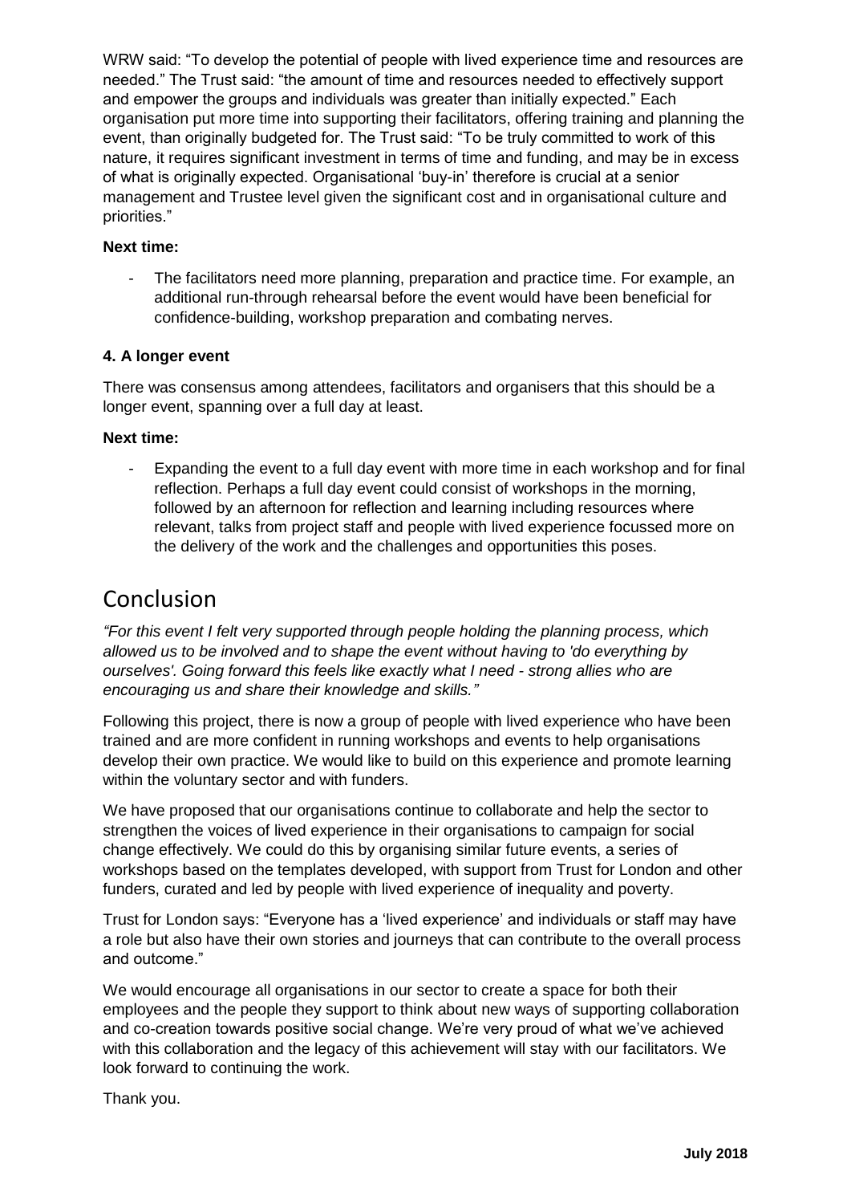WRW said: "To develop the potential of people with lived experience time and resources are needed." The Trust said: "the amount of time and resources needed to effectively support and empower the groups and individuals was greater than initially expected." Each organisation put more time into supporting their facilitators, offering training and planning the event, than originally budgeted for. The Trust said: "To be truly committed to work of this nature, it requires significant investment in terms of time and funding, and may be in excess of what is originally expected. Organisational 'buy-in' therefore is crucial at a senior management and Trustee level given the significant cost and in organisational culture and priorities."

**Next time:**

- The facilitators need more planning, preparation and practice time. For example, an additional run-through rehearsal before the event would have been beneficial for confidence-building, workshop preparation and combating nerves.

**4. A longer event**

There was consensus among attendees, facilitators and organisers that this should be a longer event, spanning over a full day at least.

**Next time:**

- Expanding the event to a full day event with more time in each workshop and for final reflection. Perhaps a full day event could consist of workshops in the morning, followed by an afternoon for reflection and learning including resources where relevant, talks from project staff and people with lived experience focussed more on the delivery of the work and the challenges and opportunities this poses.

# Conclusion

*"For this event I felt very supported through people holding the planning process, which allowed us to be involved and to shape the event without having to 'do everything by ourselves'. Going forward this feels like exactly what I need - strong allies who are encouraging us and share their knowledge and skills."*

Following this project, there is now a group of people with lived experience who have been trained and are more confident in running workshops and events to help organisations develop their own practice. We would like to build on this experience and promote learning within the voluntary sector and with funders.

We have proposed that our organisations continue to collaborate and help the sector to strengthen the voices of lived experience in their organisations to campaign for social change effectively. We could do this by organising similar future events, a series of workshops based on the templates developed, with support from Trust for London and other funders, curated and led by people with lived experience of inequality and poverty.

Trust for London says: "Everyone has a 'lived experience' and individuals or staff may have a role but also have their own stories and journeys that can contribute to the overall process and outcome."

We would encourage all organisations in our sector to create a space for both their employees and the people they support to think about new ways of supporting collaboration and co-creation towards positive social change. We're very proud of what we've achieved with this collaboration and the legacy of this achievement will stay with our facilitators. We look forward to continuing the work.

Thank you.

**July 2018**